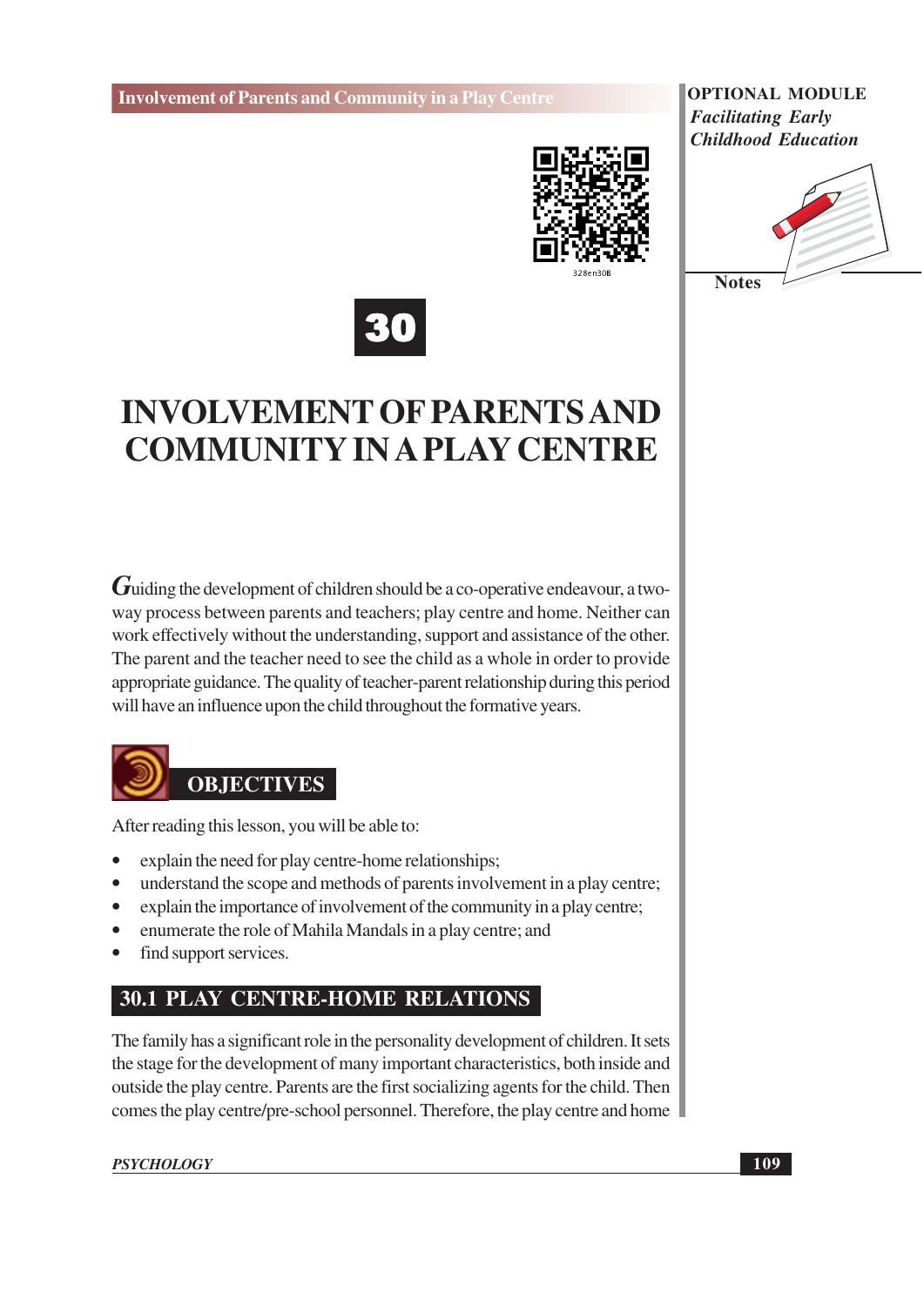# 30

# INVOLVEMENT OF PARENTS AND COMMUNITY IN A PLAY CENTRE

Guiding the development of children should be a co-operative endeavour, a two-way process between parents and teachers; play centre and home. Neither can work effectively without the understanding, support and assistance of the other. The parent and the teacher need to see the child as a whole in order to provide appropriate guidance. The quality of teacher-parent relationship during this period will have an influence upon the child throughout the formative years.

## OBJECTIVES

After reading this lesson, you will be able to:

- explain the need for play centre-home relationships;
- understand the scope and methods of parents involvement in a play centre;
- explain the importance of involvement of the community in a play centre;
- enumerate the role of Mahila Mandals in a play centre; and
- find support services.

## 30.1 PLAY CENTRE-HOME RELATIONS

The family has a significant role in the personality development of children. It sets the stage for the development of many important characteristics, both inside and outside the play centre. Parents are the first socializing agents for the child. Then comes the play centre/pre-school personnel. Therefore, the play centre and home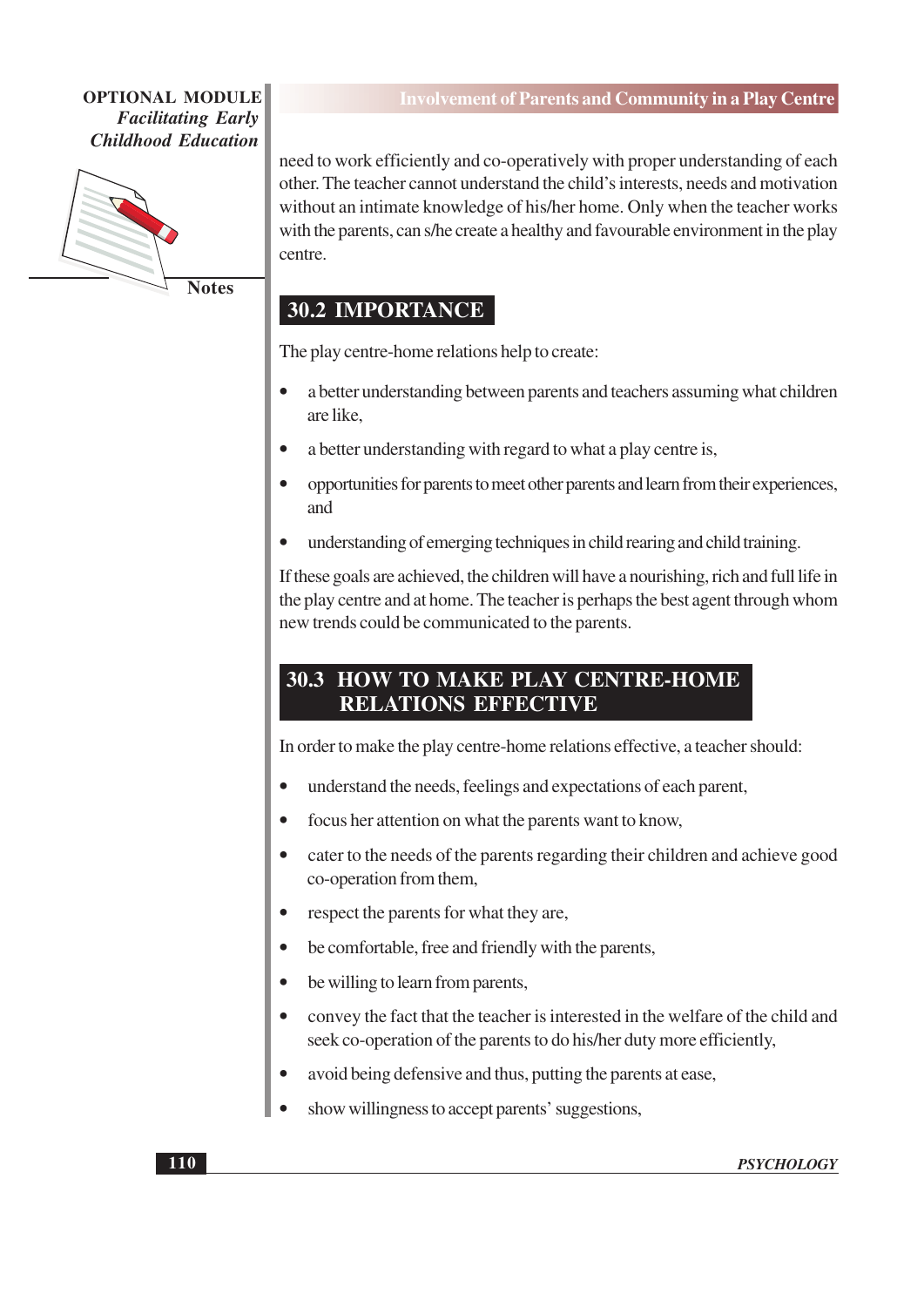need to work efficiently and co-operatively with proper understanding of each other. The teacher cannot understand the child's interests, needs and motivation without an intimate knowledge of his/her home. Only when the teacher works with the parents, can s/he create a healthy and favourable environment in the play centre.

## 30.2 IMPORTANCE

The play centre-home relations help to create:

- a better understanding between parents and teachers assuming what children are like,
- a better understanding with regard to what a play centre is,
- opportunities for parents to meet other parents and learn from their experiences, and
- understanding of emerging techniques in child rearing and child training.

If these goals are achieved, the children will have a nourishing, rich and full life in the play centre and at home. The teacher is perhaps the best agent through whom new trends could be communicated to the parents.

## 30.3 HOW TO MAKE PLAY CENTRE-HOME RELATIONS EFFECTIVE

In order to make the play centre-home relations effective, a teacher should:

- understand the needs, feelings and expectations of each parent,
- focus her attention on what the parents want to know,
- cater to the needs of the parents regarding their children and achieve good co-operation from them,
- respect the parents for what they are,
- be comfortable, free and friendly with the parents,
- be willing to learn from parents,
- convey the fact that the teacher is interested in the welfare of the child and seek co-operation of the parents to do his/her duty more efficiently,
- avoid being defensive and thus, putting the parents at ease,
- show willingness to accept parents' suggestions,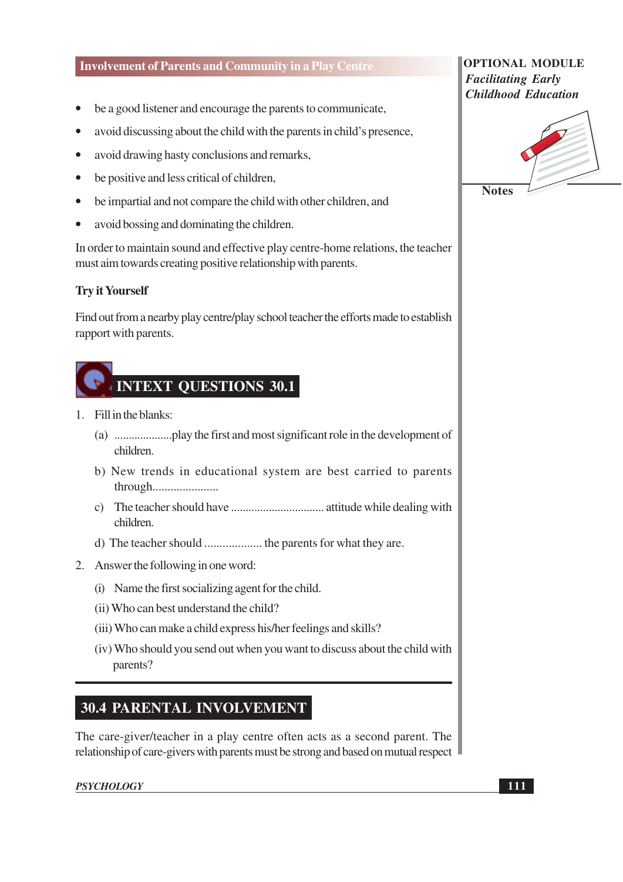- be a good listener and encourage the parents to communicate,
- avoid discussing about the child with the parents in child's presence,
- avoid drawing hasty conclusions and remarks,
- be positive and less critical of children,
- be impartial and not compare the child with other children, and
- avoid bossing and dominating the children.

In order to maintain sound and effective play centre-home relations, the teacher must aim towards creating positive relationship with parents.

**Try it Yourself**

Find out from a nearby play centre/play school teacher the efforts made to establish rapport with parents.

## INTEXT QUESTIONS 30.1

1. Fill in the blanks:

   (a) ...................play the first and most significant role in the development of children.

   b) New trends in educational system are best carried to parents through.....................

   c) The teacher should have ............................... attitude while dealing with children.

   d) The teacher should .................. the parents for what they are.

2. Answer the following in one word:

   (i) Name the first socializing agent for the child.

   (ii) Who can best understand the child?

   (iii) Who can make a child express his/her feelings and skills?

   (iv) Who should you send out when you want to discuss about the child with parents?

## 30.4 PARENTAL INVOLVEMENT

The care-giver/teacher in a play centre often acts as a second parent. The relationship of care-givers with parents must be strong and based on mutual respect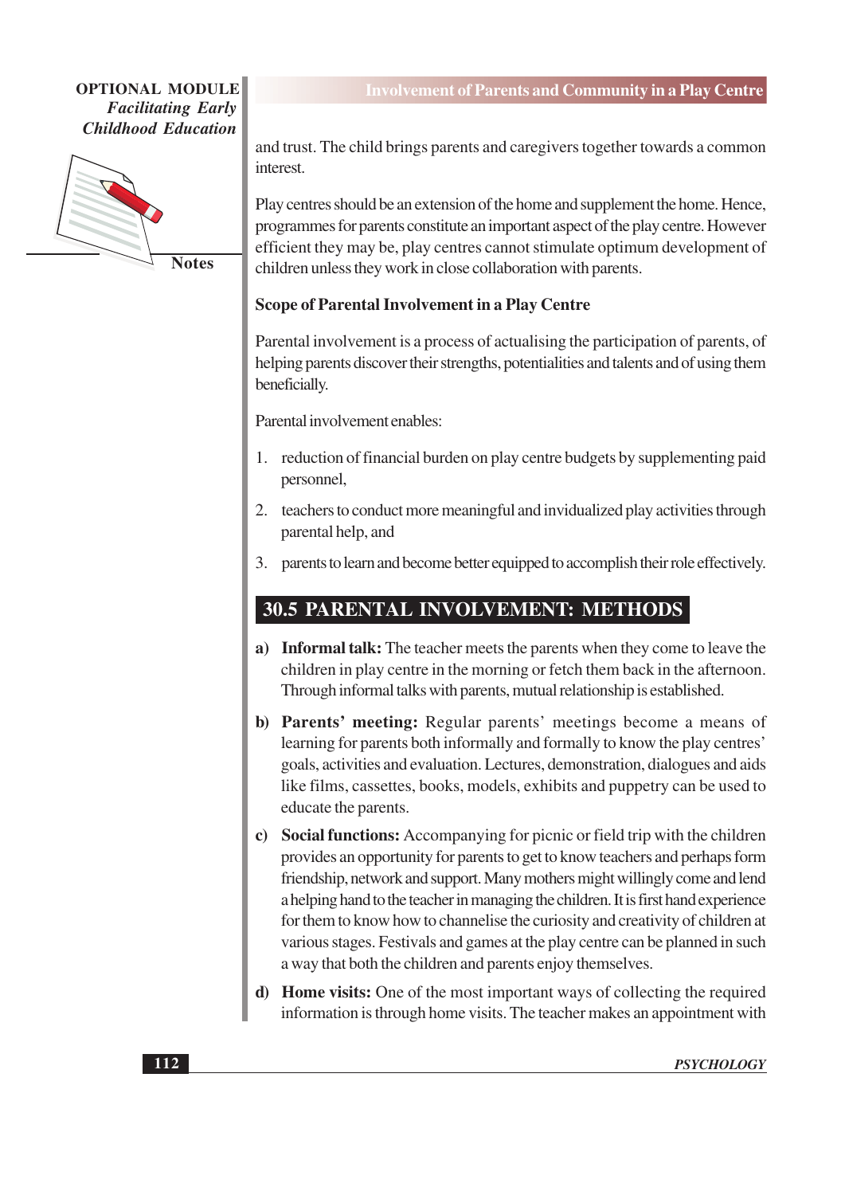and trust. The child brings parents and caregivers together towards a common interest.

Play centres should be an extension of the home and supplement the home. Hence, programmes for parents constitute an important aspect of the play centre. However efficient they may be, play centres cannot stimulate optimum development of children unless they work in close collaboration with parents.

**Scope of Parental Involvement in a Play Centre**

Parental involvement is a process of actualising the participation of parents, of helping parents discover their strengths, potentialities and talents and of using them beneficially.

Parental involvement enables:

1. reduction of financial burden on play centre budgets by supplementing paid personnel,
2. teachers to conduct more meaningful and invidualized play activities through parental help, and
3. parents to learn and become better equipped to accomplish their role effectively.

## 30.5 PARENTAL INVOLVEMENT: METHODS

a) **Informal talk:** The teacher meets the parents when they come to leave the children in play centre in the morning or fetch them back in the afternoon. Through informal talks with parents, mutual relationship is established.

b) **Parents' meeting:** Regular parents' meetings become a means of learning for parents both informally and formally to know the play centres' goals, activities and evaluation. Lectures, demonstration, dialogues and aids like films, cassettes, books, models, exhibits and puppetry can be used to educate the parents.

c) **Social functions:** Accompanying for picnic or field trip with the children provides an opportunity for parents to get to know teachers and perhaps form friendship, network and support. Many mothers might willingly come and lend a helping hand to the teacher in managing the children. It is first hand experience for them to know how to channelise the curiosity and creativity of children at various stages. Festivals and games at the play centre can be planned in such a way that both the children and parents enjoy themselves.

d) **Home visits:** One of the most important ways of collecting the required information is through home visits. The teacher makes an appointment with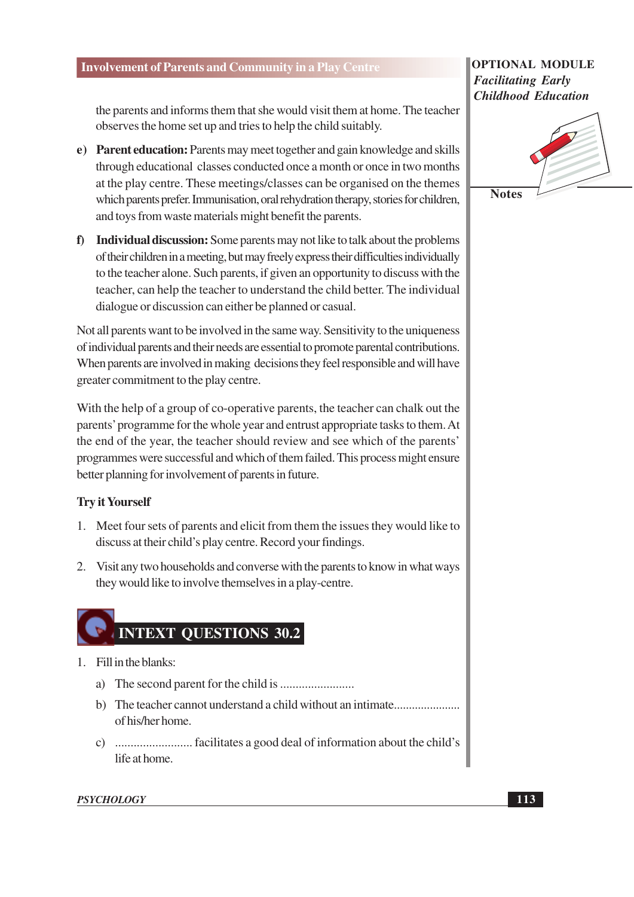the parents and informs them that she would visit them at home. The teacher observes the home set up and tries to help the child suitably.

e) **Parent education:** Parents may meet together and gain knowledge and skills through educational classes conducted once a month or once in two months at the play centre. These meetings/classes can be organised on the themes which parents prefer. Immunisation, oral rehydration therapy, stories for children, and toys from waste materials might benefit the parents.

f) **Individual discussion:** Some parents may not like to talk about the problems of their children in a meeting, but may freely express their difficulties individually to the teacher alone. Such parents, if given an opportunity to discuss with the teacher, can help the teacher to understand the child better. The individual dialogue or discussion can either be planned or casual.

Not all parents want to be involved in the same way. Sensitivity to the uniqueness of individual parents and their needs are essential to promote parental contributions. When parents are involved in making decisions they feel responsible and will have greater commitment to the play centre.

With the help of a group of co-operative parents, the teacher can chalk out the parents' programme for the whole year and entrust appropriate tasks to them. At the end of the year, the teacher should review and see which of the parents' programmes were successful and which of them failed. This process might ensure better planning for involvement of parents in future.

### Try it Yourself

1. Meet four sets of parents and elicit from them the issues they would like to discuss at their child's play centre. Record your findings.
2. Visit any two households and converse with the parents to know in what ways they would like to involve themselves in a play-centre.

## INTEXT QUESTIONS 30.2

1. Fill in the blanks:
   a) The second parent for the child is ........................
   b) The teacher cannot understand a child without an intimate...................... of his/her home.
   c) ......................... facilitates a good deal of information about the child's life at home.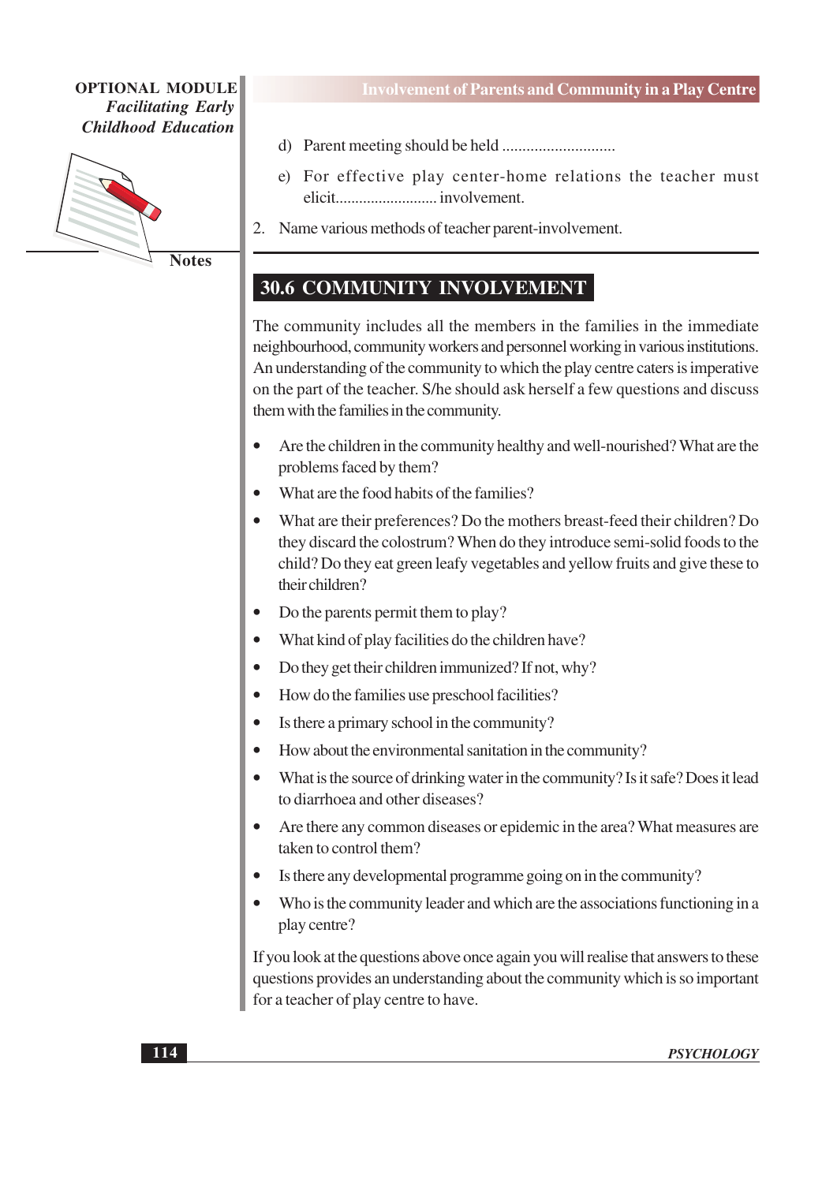d) Parent meeting should be held ............................

e) For effective play center-home relations the teacher must elicit.......................... involvement.

2. Name various methods of teacher parent-involvement.

## 30.6 COMMUNITY INVOLVEMENT

The community includes all the members in the families in the immediate neighbourhood, community workers and personnel working in various institutions. An understanding of the community to which the play centre caters is imperative on the part of the teacher. S/he should ask herself a few questions and discuss them with the families in the community.

- Are the children in the community healthy and well-nourished? What are the problems faced by them?
- What are the food habits of the families?
- What are their preferences? Do the mothers breast-feed their children? Do they discard the colostrum? When do they introduce semi-solid foods to the child? Do they eat green leafy vegetables and yellow fruits and give these to their children?
- Do the parents permit them to play?
- What kind of play facilities do the children have?
- Do they get their children immunized? If not, why?
- How do the families use preschool facilities?
- Is there a primary school in the community?
- How about the environmental sanitation in the community?
- What is the source of drinking water in the community? Is it safe? Does it lead to diarrhoea and other diseases?
- Are there any common diseases or epidemic in the area? What measures are taken to control them?
- Is there any developmental programme going on in the community?
- Who is the community leader and which are the associations functioning in a play centre?

If you look at the questions above once again you will realise that answers to these questions provides an understanding about the community which is so important for a teacher of play centre to have.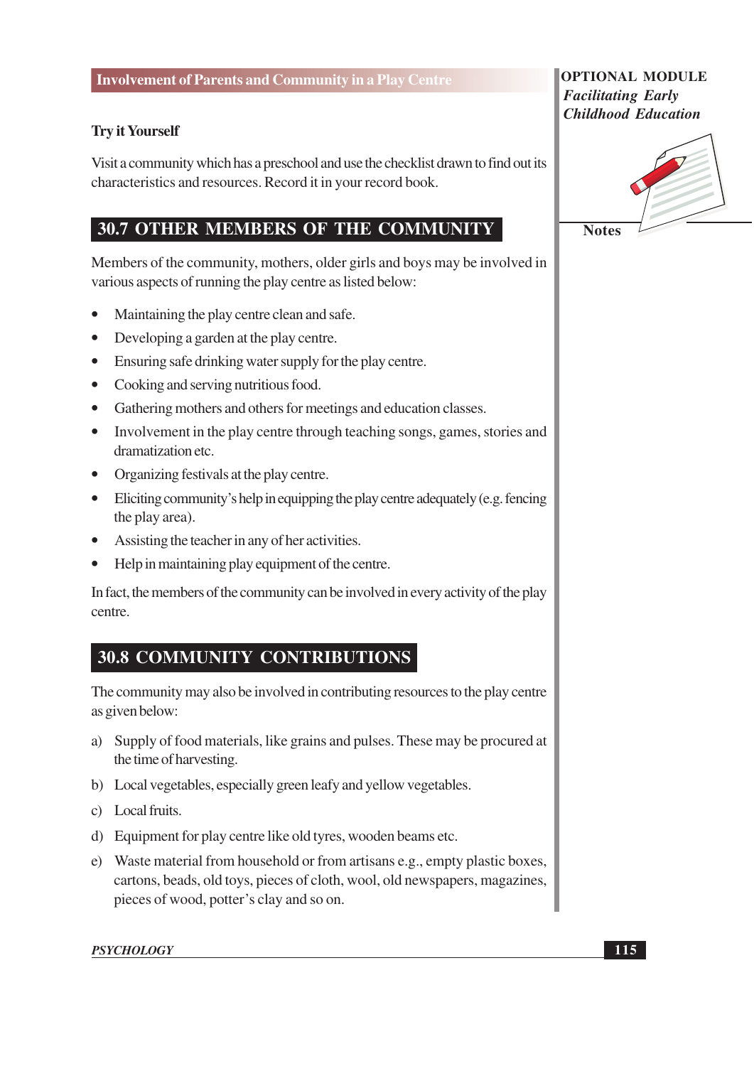### Try it Yourself

Visit a community which has a preschool and use the checklist drawn to find out its characteristics and resources. Record it in your record book.

## 30.7 OTHER MEMBERS OF THE COMMUNITY

Members of the community, mothers, older girls and boys may be involved in various aspects of running the play centre as listed below:

- Maintaining the play centre clean and safe.
- Developing a garden at the play centre.
- Ensuring safe drinking water supply for the play centre.
- Cooking and serving nutritious food.
- Gathering mothers and others for meetings and education classes.
- Involvement in the play centre through teaching songs, games, stories and dramatization etc.
- Organizing festivals at the play centre.
- Eliciting community's help in equipping the play centre adequately (e.g. fencing the play area).
- Assisting the teacher in any of her activities.
- Help in maintaining play equipment of the centre.

In fact, the members of the community can be involved in every activity of the play centre.

## 30.8 COMMUNITY CONTRIBUTIONS

The community may also be involved in contributing resources to the play centre as given below:

a) Supply of food materials, like grains and pulses. These may be procured at the time of harvesting.

b) Local vegetables, especially green leafy and yellow vegetables.

c) Local fruits.

d) Equipment for play centre like old tyres, wooden beams etc.

e) Waste material from household or from artisans e.g., empty plastic boxes, cartons, beads, old toys, pieces of cloth, wool, old newspapers, magazines, pieces of wood, potter's clay and so on.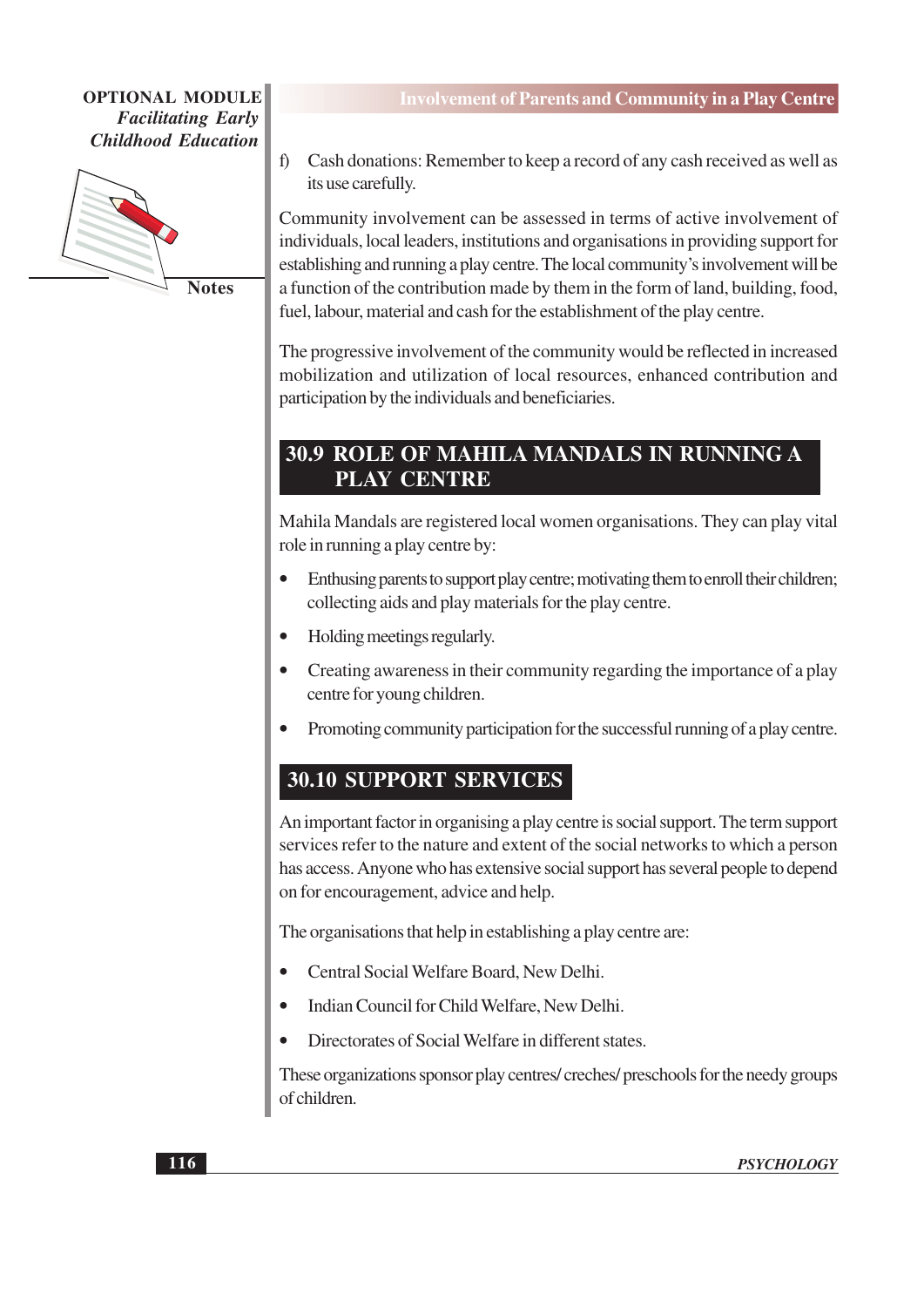f) Cash donations: Remember to keep a record of any cash received as well as its use carefully.

Community involvement can be assessed in terms of active involvement of individuals, local leaders, institutions and organisations in providing support for establishing and running a play centre. The local community's involvement will be a function of the contribution made by them in the form of land, building, food, fuel, labour, material and cash for the establishment of the play centre.

The progressive involvement of the community would be reflected in increased mobilization and utilization of local resources, enhanced contribution and participation by the individuals and beneficiaries.

## 30.9 ROLE OF MAHILA MANDALS IN RUNNING A PLAY CENTRE

Mahila Mandals are registered local women organisations. They can play vital role in running a play centre by:

- Enthusing parents to support play centre; motivating them to enroll their children; collecting aids and play materials for the play centre.
- Holding meetings regularly.
- Creating awareness in their community regarding the importance of a play centre for young children.
- Promoting community participation for the successful running of a play centre.

## 30.10 SUPPORT SERVICES

An important factor in organising a play centre is social support. The term support services refer to the nature and extent of the social networks to which a person has access. Anyone who has extensive social support has several people to depend on for encouragement, advice and help.

The organisations that help in establishing a play centre are:

- Central Social Welfare Board, New Delhi.
- Indian Council for Child Welfare, New Delhi.
- Directorates of Social Welfare in different states.

These organizations sponsor play centres/ creches/ preschools for the needy groups of children.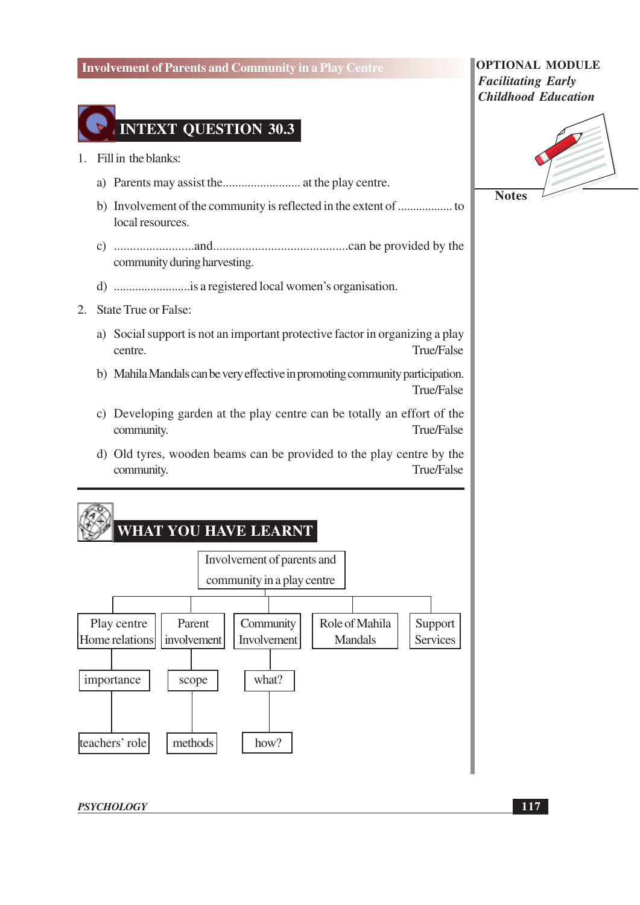## INTEXT QUESTION 30.3

1. Fill in the blanks:

   a) Parents may assist the......................... at the play centre.

   b) Involvement of the community is reflected in the extent of ................. to local resources.

   c) .........................and..........................................can be provided by the community during harvesting.

   d) .........................is a registered local women's organisation.

2. State True or False:

   a) Social support is not an important protective factor in organizing a play centre. True/False

   b) Mahila Mandals can be very effective in promoting community participation. True/False

   c) Developing garden at the play centre can be totally an effort of the community. True/False

   d) Old tyres, wooden beams can be provided to the play centre by the community. True/False

## WHAT YOU HAVE LEARNT

- Involvement of parents and community in a play centre
  - Play centre Home relations
    - importance
    - teachers' role
  - Parent involvement
    - scope
    - methods
  - Community Involvement
    - what?
    - how?
  - Role of Mahila Mandals
  - Support Services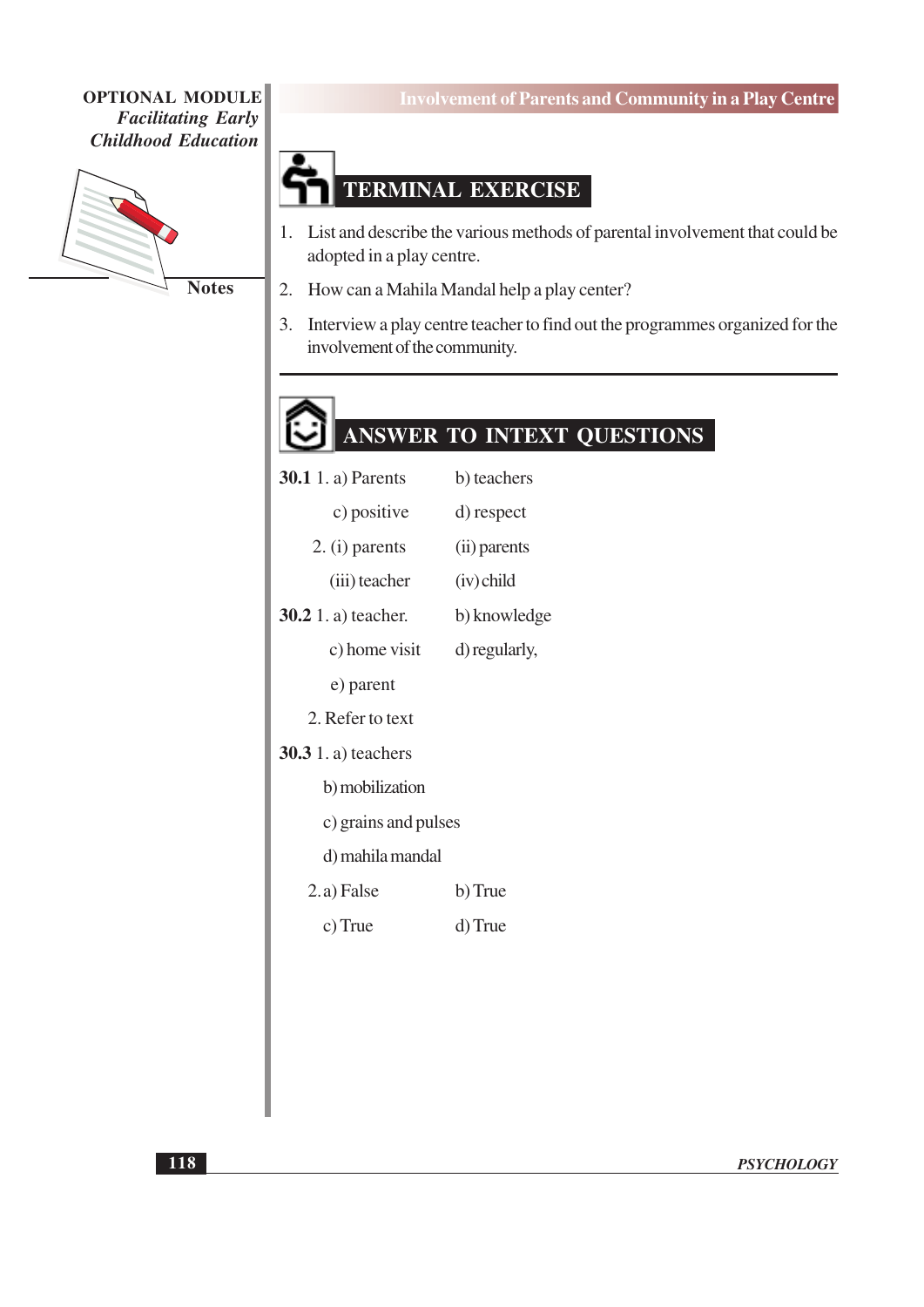## TERMINAL EXERCISE

1. List and describe the various methods of parental involvement that could be adopted in a play centre.
2. How can a Mahila Mandal help a play center?
3. Interview a play centre teacher to find out the programmes organized for the involvement of the community.

## ANSWER TO INTEXT QUESTIONS

**30.1** 1. a) Parents  b) teachers

c) positive  d) respect

2. (i) parents  (ii) parents

(iii) teacher  (iv) child

**30.2** 1. a) teacher.  b) knowledge

c) home visit  d) regularly,

e) parent

2. Refer to text

**30.3** 1. a) teachers

b) mobilization

c) grains and pulses

d) mahila mandal

2. a) False  b) True

c) True  d) True